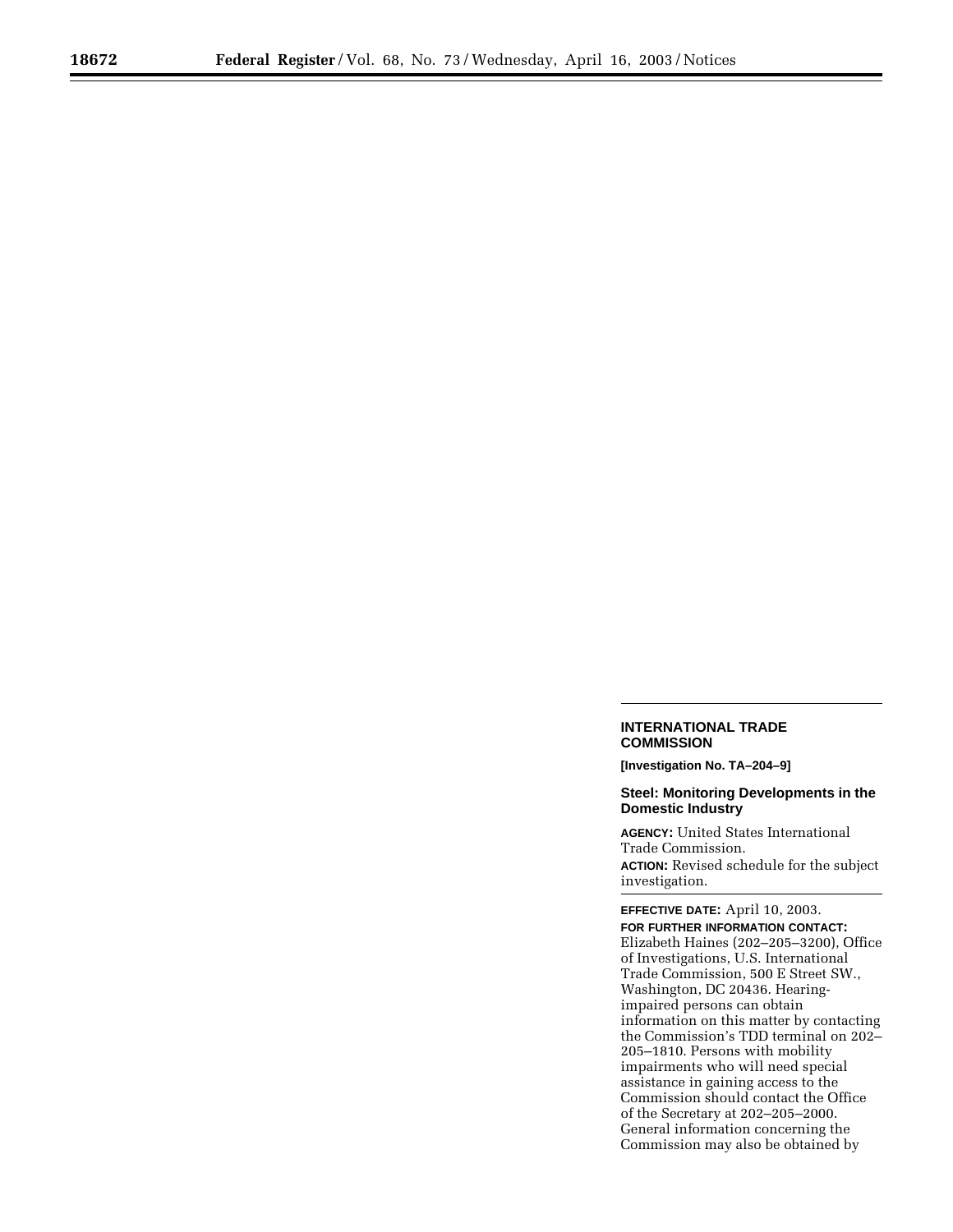## INTERNATIONAL TRADE COMMISSION

**[Investigation No. TA–204–9]**

### Steel: Monitoring Developments in the Domestic Industry

**AGENCY:** United States International Trade Commission.

**ACTION:** Revised schedule for the subject investigation.

---

**EFFECTIVE DATE:** April 10, 2003.

**FOR FURTHER INFORMATION CONTACT:** Elizabeth Haines (202–205–3200), Office of Investigations, U.S. International Trade Commission, 500 E Street SW., Washington, DC 20436. Hearing-impaired persons can obtain information on this matter by contacting the Commission's TDD terminal on 202–205–1810. Persons with mobility impairments who will need special assistance in gaining access to the Commission should contact the Office of the Secretary at 202–205–2000. General information concerning the Commission may also be obtained by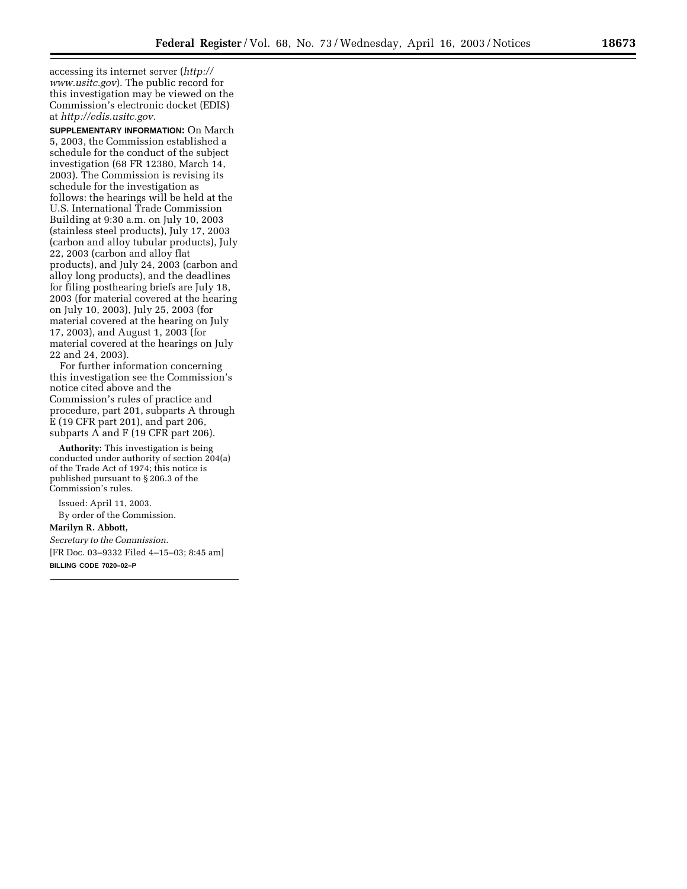accessing its internet server (*http://www.usitc.gov*). The public record for this investigation may be viewed on the Commission's electronic docket (EDIS) at *http://edis.usitc.gov.*

**SUPPLEMENTARY INFORMATION:** On March 5, 2003, the Commission established a schedule for the conduct of the subject investigation (68 FR 12380, March 14, 2003). The Commission is revising its schedule for the investigation as follows: the hearings will be held at the U.S. International Trade Commission Building at 9:30 a.m. on July 10, 2003 (stainless steel products), July 17, 2003 (carbon and alloy tubular products), July 22, 2003 (carbon and alloy flat products), and July 24, 2003 (carbon and alloy long products), and the deadlines for filing posthearing briefs are July 18, 2003 (for material covered at the hearing on July 10, 2003), July 25, 2003 (for material covered at the hearing on July 17, 2003), and August 1, 2003 (for material covered at the hearings on July 22 and 24, 2003).

For further information concerning this investigation see the Commission's notice cited above and the Commission's rules of practice and procedure, part 201, subparts A through E (19 CFR part 201), and part 206, subparts A and F (19 CFR part 206).

**Authority:** This investigation is being conducted under authority of section 204(a) of the Trade Act of 1974; this notice is published pursuant to § 206.3 of the Commission's rules.

Issued: April 11, 2003.

By order of the Commission.

**Marilyn R. Abbott,**

*Secretary to the Commission.*

[FR Doc. 03–9332 Filed 4–15–03; 8:45 am]

**BILLING CODE 7020–02–P**